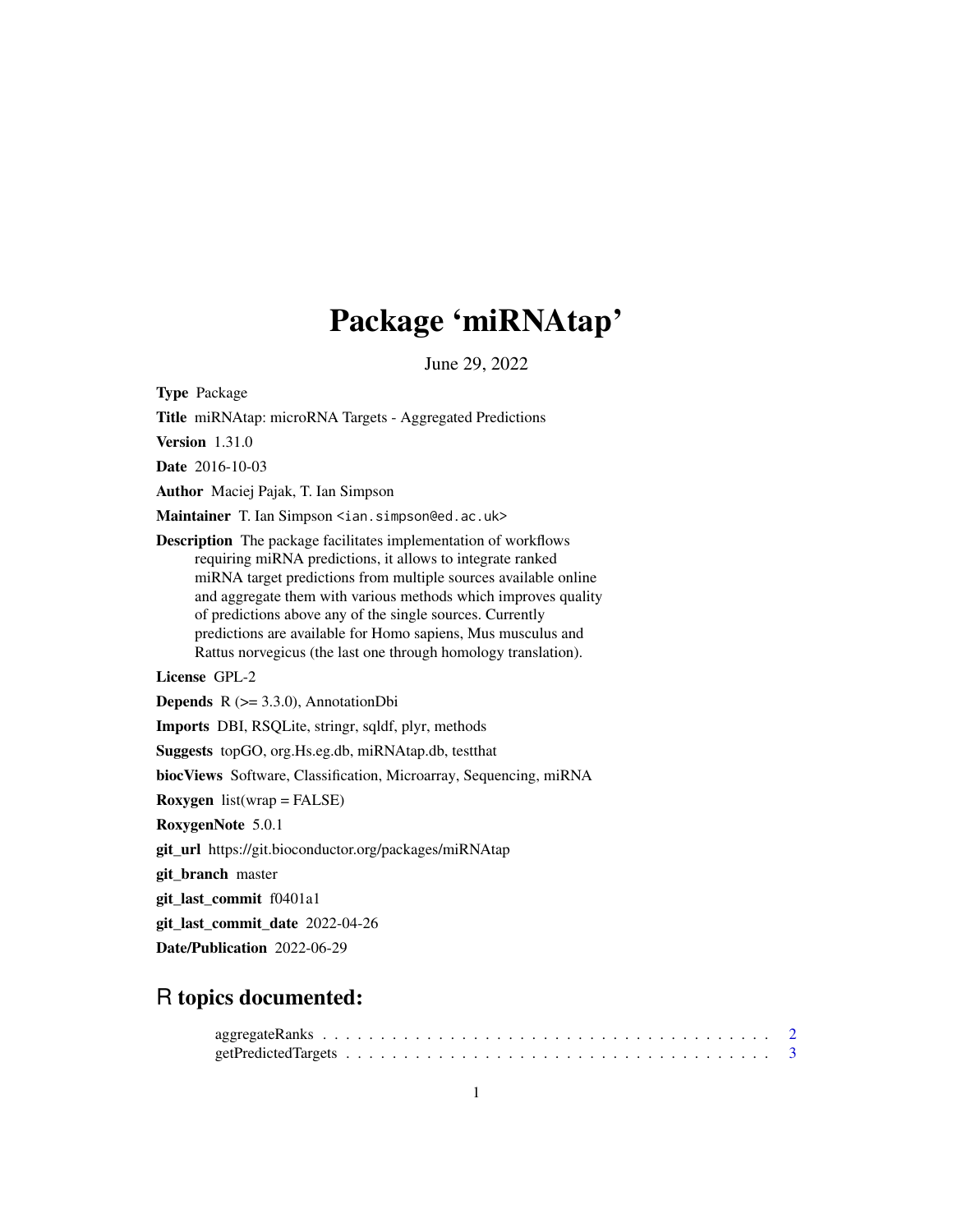# Package 'miRNAtap'

June 29, 2022

**Type** Package

**Title** miRNAtap: microRNA Targets - Aggregated Predictions

**Version** 1.31.0

**Date** 2016-10-03

**Author** Maciej Pajak, T. Ian Simpson

**Maintainer** T. Ian Simpson <ian.simpson@ed.ac.uk>

**Description** The package facilitates implementation of workflows requiring miRNA predictions, it allows to integrate ranked miRNA target predictions from multiple sources available online and aggregate them with various methods which improves quality of predictions above any of the single sources. Currently predictions are available for Homo sapiens, Mus musculus and Rattus norvegicus (the last one through homology translation).

**License** GPL-2

**Depends** R (>= 3.3.0), AnnotationDbi

**Imports** DBI, RSQLite, stringr, sqldf, plyr, methods

**Suggests** topGO, org.Hs.eg.db, miRNAtap.db, testthat

**biocViews** Software, Classification, Microarray, Sequencing, miRNA

**Roxygen** list(wrap = FALSE)

**RoxygenNote** 5.0.1

**git_url** https://git.bioconductor.org/packages/miRNAtap

**git_branch** master

**git_last_commit** f0401a1

**git_last_commit_date** 2022-04-26

**Date/Publication** 2022-06-29

## R topics documented:

aggregateRanks . . . . . . . . . . . . . . . . . . . . . . . . . . . . . . . . . . . . . . . 2
getPredictedTargets . . . . . . . . . . . . . . . . . . . . . . . . . . . . . . . . . . . . 3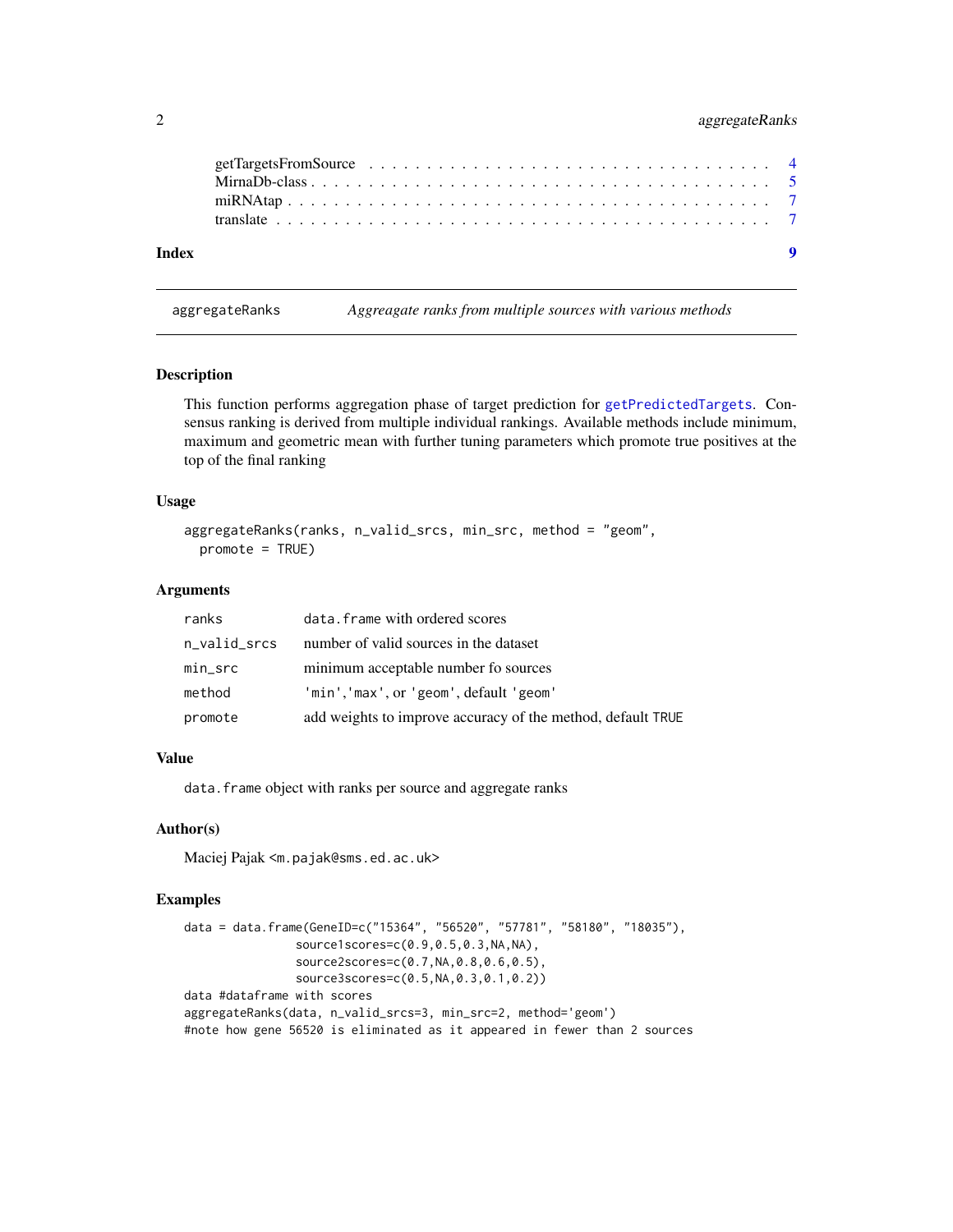getTargetsFromSource . . . . . . . . . . . . . . . . . . . . . . . . . . . . . . . . 4
MirnaDb-class . . . . . . . . . . . . . . . . . . . . . . . . . . . . . . . . . . . 5
miRNAtap . . . . . . . . . . . . . . . . . . . . . . . . . . . . . . . . . . . . . 7
translate . . . . . . . . . . . . . . . . . . . . . . . . . . . . . . . . . . . . . 7

**Index** **9**

---

## aggregateRanks — *Aggreagate ranks from multiple sources with various methods*

---

### Description

This function performs aggregation phase of target prediction for `getPredictedTargets`. Consensus ranking is derived from multiple individual rankings. Available methods include minimum, maximum and geometric mean with further tuning parameters which promote true positives at the top of the final ranking

### Usage

```
aggregateRanks(ranks, n_valid_srcs, min_src, method = "geom",
  promote = TRUE)
```

### Arguments

| | |
|---|---|
| `ranks` | `data.frame` with ordered scores |
| `n_valid_srcs` | number of valid sources in the dataset |
| `min_src` | minimum acceptable number fo sources |
| `method` | `'min'`,`'max'`, or `'geom'`, default `'geom'` |
| `promote` | add weights to improve accuracy of the method, default `TRUE` |

### Value

`data.frame` object with ranks per source and aggregate ranks

### Author(s)

Maciej Pajak <m.pajak@sms.ed.ac.uk>

### Examples

```
data = data.frame(GeneID=c("15364", "56520", "57781", "58180", "18035"),
                source1scores=c(0.9,0.5,0.3,NA,NA),
                source2scores=c(0.7,NA,0.8,0.6,0.5),
                source3scores=c(0.5,NA,0.3,0.1,0.2))
data #dataframe with scores
aggregateRanks(data, n_valid_srcs=3, min_src=2, method='geom')
#note how gene 56520 is eliminated as it appeared in fewer than 2 sources
```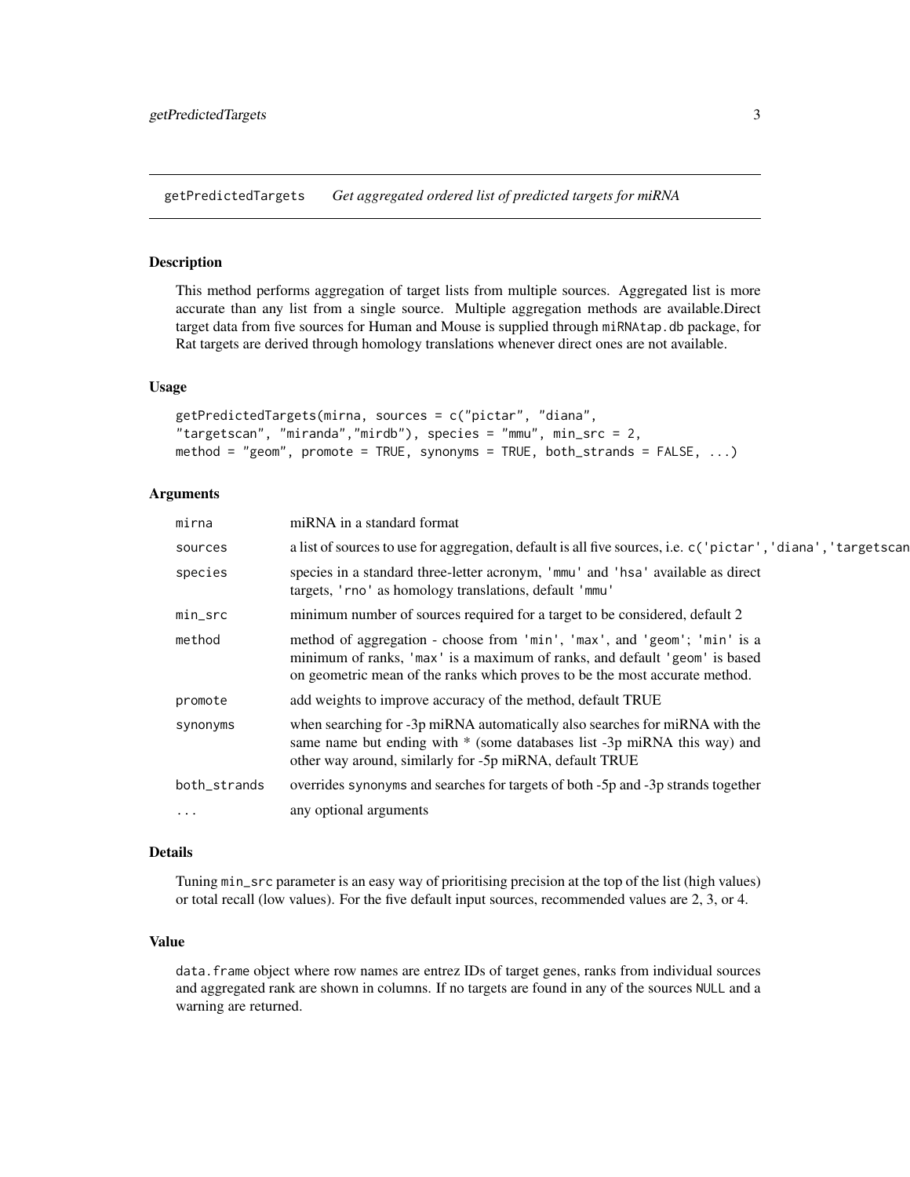getPredictedTargets *Get aggregated ordered list of predicted targets for miRNA*

## Description

This method performs aggregation of target lists from multiple sources. Aggregated list is more accurate than any list from a single source. Multiple aggregation methods are available.Direct target data from five sources for Human and Mouse is supplied through `miRNAtap.db` package, for Rat targets are derived through homology translations whenever direct ones are not available.

## Usage

```
getPredictedTargets(mirna, sources = c("pictar", "diana",
"targetscan", "miranda","mirdb"), species = "mmu", min_src = 2,
method = "geom", promote = TRUE, synonyms = TRUE, both_strands = FALSE, ...)
```

## Arguments

| | |
|---|---|
| `mirna` | miRNA in a standard format |
| `sources` | a list of sources to use for aggregation, default is all five sources, i.e. `c('pictar','diana','targetscan` |
| `species` | species in a standard three-letter acronym, `'mmu'` and `'hsa'` available as direct targets, `'rno'` as homology translations, default `'mmu'` |
| `min_src` | minimum number of sources required for a target to be considered, default 2 |
| `method` | method of aggregation - choose from `'min'`, `'max'`, and `'geom'`; `'min'` is a minimum of ranks, `'max'` is a maximum of ranks, and default `'geom'` is based on geometric mean of the ranks which proves to be the most accurate method. |
| `promote` | add weights to improve accuracy of the method, default TRUE |
| `synonyms` | when searching for -3p miRNA automatically also searches for miRNA with the same name but ending with * (some databases list -3p miRNA this way) and other way around, similarly for -5p miRNA, default TRUE |
| `both_strands` | overrides `synonyms` and searches for targets of both -5p and -3p strands together |
| `...` | any optional arguments |

## Details

Tuning `min_src` parameter is an easy way of prioritising precision at the top of the list (high values) or total recall (low values). For the five default input sources, recommended values are 2, 3, or 4.

## Value

`data.frame` object where row names are entrez IDs of target genes, ranks from individual sources and aggregated rank are shown in columns. If no targets are found in any of the sources `NULL` and a warning are returned.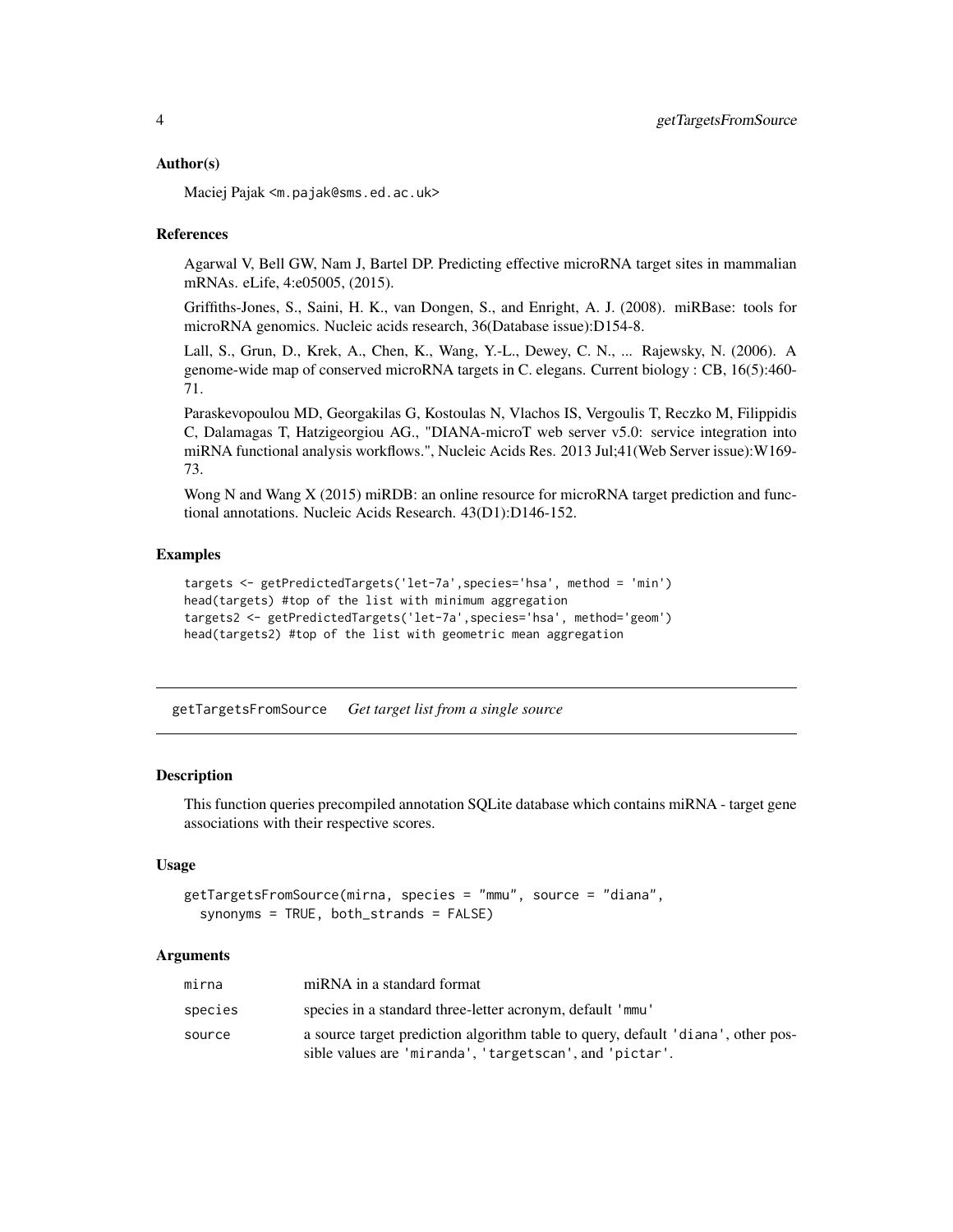### Author(s)

Maciej Pajak <m.pajak@sms.ed.ac.uk>

### References

Agarwal V, Bell GW, Nam J, Bartel DP. Predicting effective microRNA target sites in mammalian mRNAs. eLife, 4:e05005, (2015).

Griffiths-Jones, S., Saini, H. K., van Dongen, S., and Enright, A. J. (2008). miRBase: tools for microRNA genomics. Nucleic acids research, 36(Database issue):D154-8.

Lall, S., Grun, D., Krek, A., Chen, K., Wang, Y.-L., Dewey, C. N., ... Rajewsky, N. (2006). A genome-wide map of conserved microRNA targets in C. elegans. Current biology : CB, 16(5):460-71.

Paraskevopoulou MD, Georgakilas G, Kostoulas N, Vlachos IS, Vergoulis T, Reczko M, Filippidis C, Dalamagas T, Hatzigeorgiou AG., "DIANA-microT web server v5.0: service integration into miRNA functional analysis workflows.", Nucleic Acids Res. 2013 Jul;41(Web Server issue):W169-73.

Wong N and Wang X (2015) miRDB: an online resource for microRNA target prediction and functional annotations. Nucleic Acids Research. 43(D1):D146-152.

### Examples

```
targets <- getPredictedTargets('let-7a',species='hsa', method = 'min')
head(targets) #top of the list with minimum aggregation
targets2 <- getPredictedTargets('let-7a',species='hsa', method='geom')
head(targets2) #top of the list with geometric mean aggregation
```

---

## getTargetsFromSource *Get target list from a single source*

### Description

This function queries precompiled annotation SQLite database which contains miRNA - target gene associations with their respective scores.

### Usage

```
getTargetsFromSource(mirna, species = "mmu", source = "diana",
  synonyms = TRUE, both_strands = FALSE)
```

### Arguments

| | |
|---|---|
| mirna | miRNA in a standard format |
| species | species in a standard three-letter acronym, default 'mmu' |
| source | a source target prediction algorithm table to query, default 'diana', other possible values are 'miranda', 'targetscan', and 'pictar'. |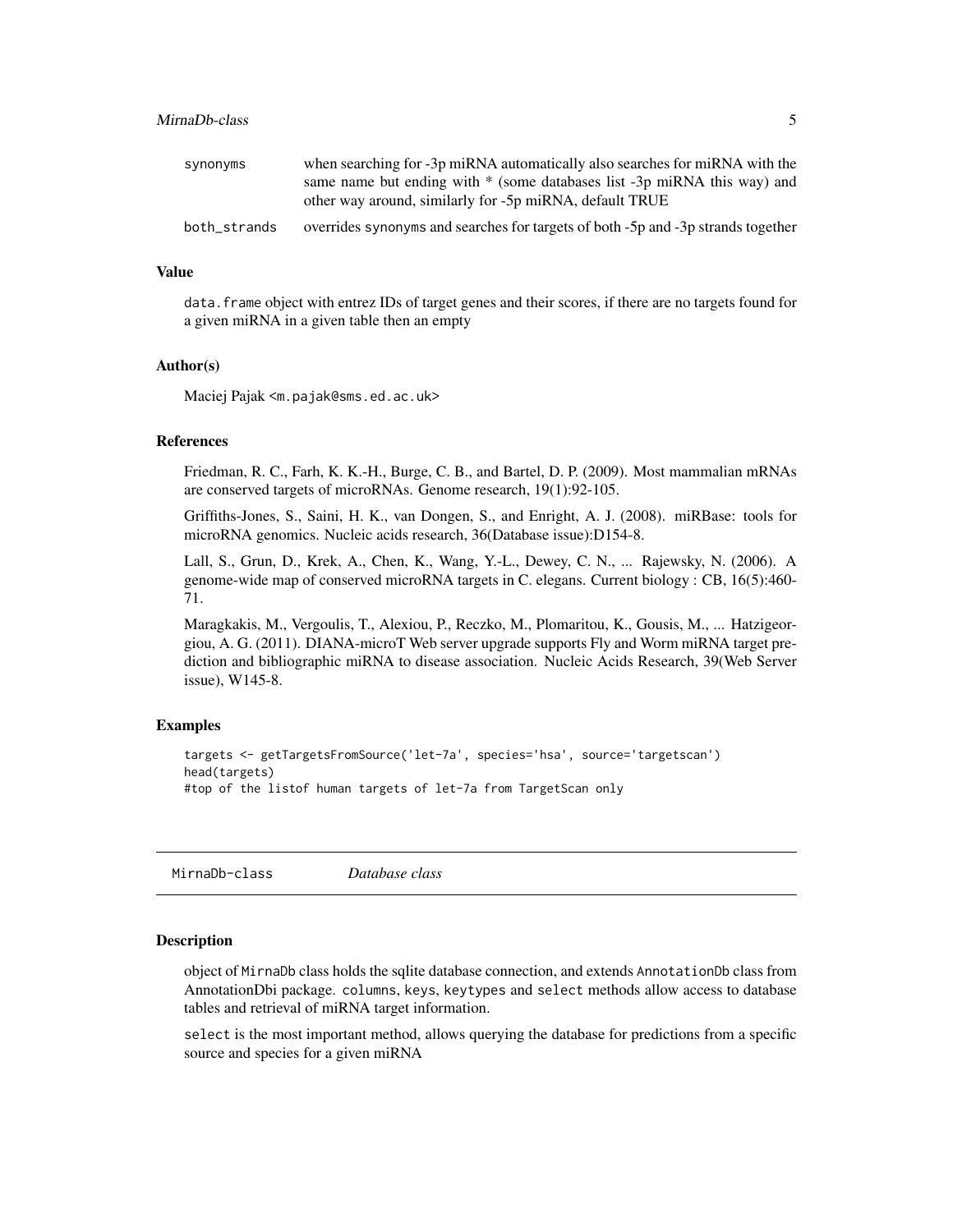| | |
|---|---|
| synonyms | when searching for -3p miRNA automatically also searches for miRNA with the same name but ending with * (some databases list -3p miRNA this way) and other way around, similarly for -5p miRNA, default TRUE |
| both_strands | overrides synonyms and searches for targets of both -5p and -3p strands together |

### Value

data.frame object with entrez IDs of target genes and their scores, if there are no targets found for a given miRNA in a given table then an empty

### Author(s)

Maciej Pajak <m.pajak@sms.ed.ac.uk>

### References

Friedman, R. C., Farh, K. K.-H., Burge, C. B., and Bartel, D. P. (2009). Most mammalian mRNAs are conserved targets of microRNAs. Genome research, 19(1):92-105.

Griffiths-Jones, S., Saini, H. K., van Dongen, S., and Enright, A. J. (2008). miRBase: tools for microRNA genomics. Nucleic acids research, 36(Database issue):D154-8.

Lall, S., Grun, D., Krek, A., Chen, K., Wang, Y.-L., Dewey, C. N., ... Rajewsky, N. (2006). A genome-wide map of conserved microRNA targets in C. elegans. Current biology : CB, 16(5):460-71.

Maragkakis, M., Vergoulis, T., Alexiou, P., Reczko, M., Plomaritou, K., Gousis, M., ... Hatzigeorgiou, A. G. (2011). DIANA-microT Web server upgrade supports Fly and Worm miRNA target prediction and bibliographic miRNA to disease association. Nucleic Acids Research, 39(Web Server issue), W145-8.

### Examples

```
targets <- getTargetsFromSource('let-7a', species='hsa', source='targetscan')
head(targets)
#top of the listof human targets of let-7a from TargetScan only
```

---

## MirnaDb-class *Database class*

### Description

object of MirnaDb class holds the sqlite database connection, and extends AnnotationDb class from AnnotationDbi package. columns, keys, keytypes and select methods allow access to database tables and retrieval of miRNA target information.

select is the most important method, allows querying the database for predictions from a specific source and species for a given miRNA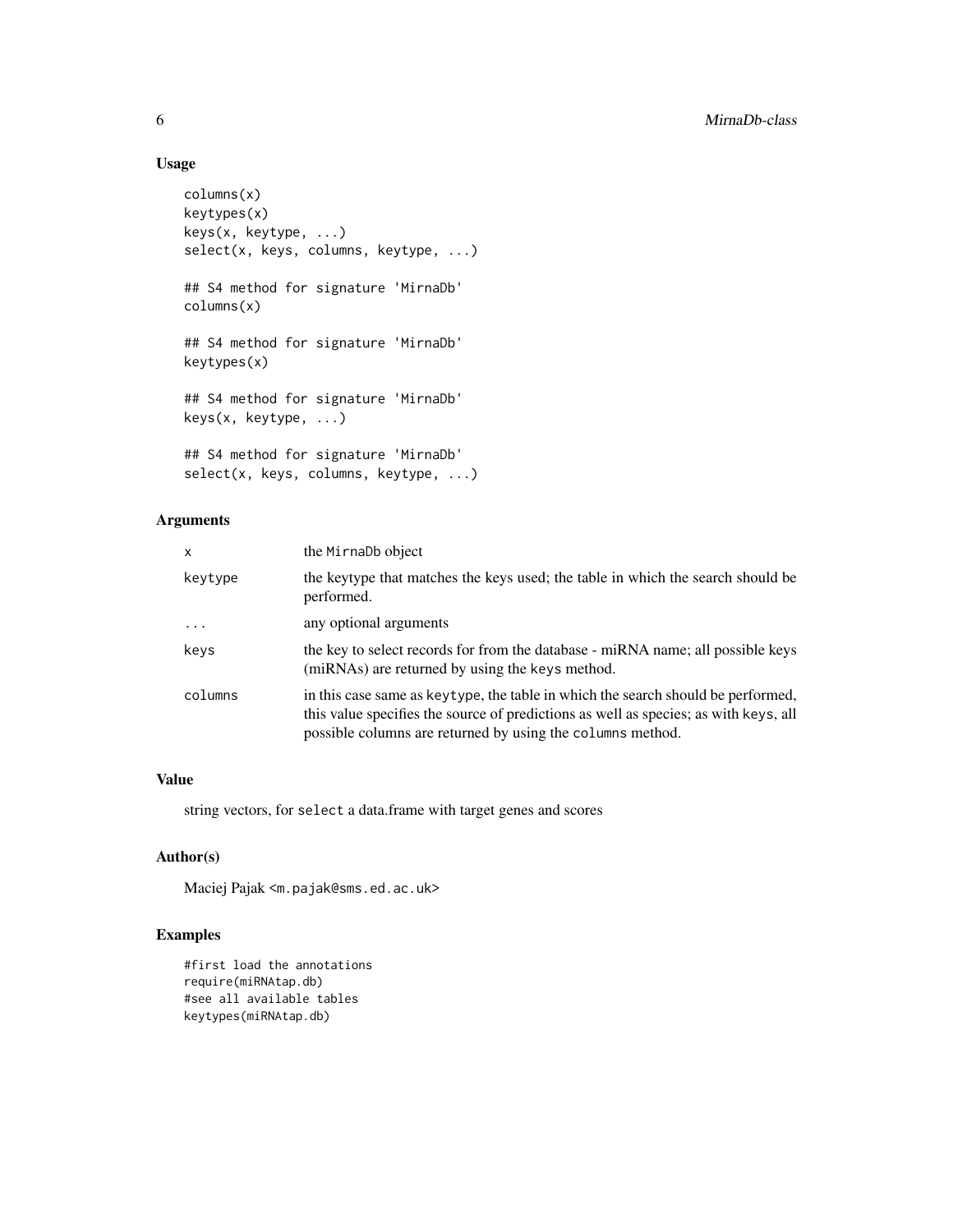## Usage

```
columns(x)
keytypes(x)
keys(x, keytype, ...)
select(x, keys, columns, keytype, ...)

## S4 method for signature 'MirnaDb'
columns(x)

## S4 method for signature 'MirnaDb'
keytypes(x)

## S4 method for signature 'MirnaDb'
keys(x, keytype, ...)

## S4 method for signature 'MirnaDb'
select(x, keys, columns, keytype, ...)
```

## Arguments

| | |
|---|---|
| `x` | the `MirnaDb` object |
| `keytype` | the keytype that matches the keys used; the table in which the search should be performed. |
| `...` | any optional arguments |
| `keys` | the key to select records for from the database - miRNA name; all possible keys (miRNAs) are returned by using the `keys` method. |
| `columns` | in this case same as `keytype`, the table in which the search should be performed, this value specifies the source of predictions as well as species; as with `keys`, all possible columns are returned by using the `columns` method. |

## Value

string vectors, for `select` a data.frame with target genes and scores

## Author(s)

Maciej Pajak <m.pajak@sms.ed.ac.uk>

## Examples

```
#first load the annotations
require(miRNAtap.db)
#see all available tables
keytypes(miRNAtap.db)
```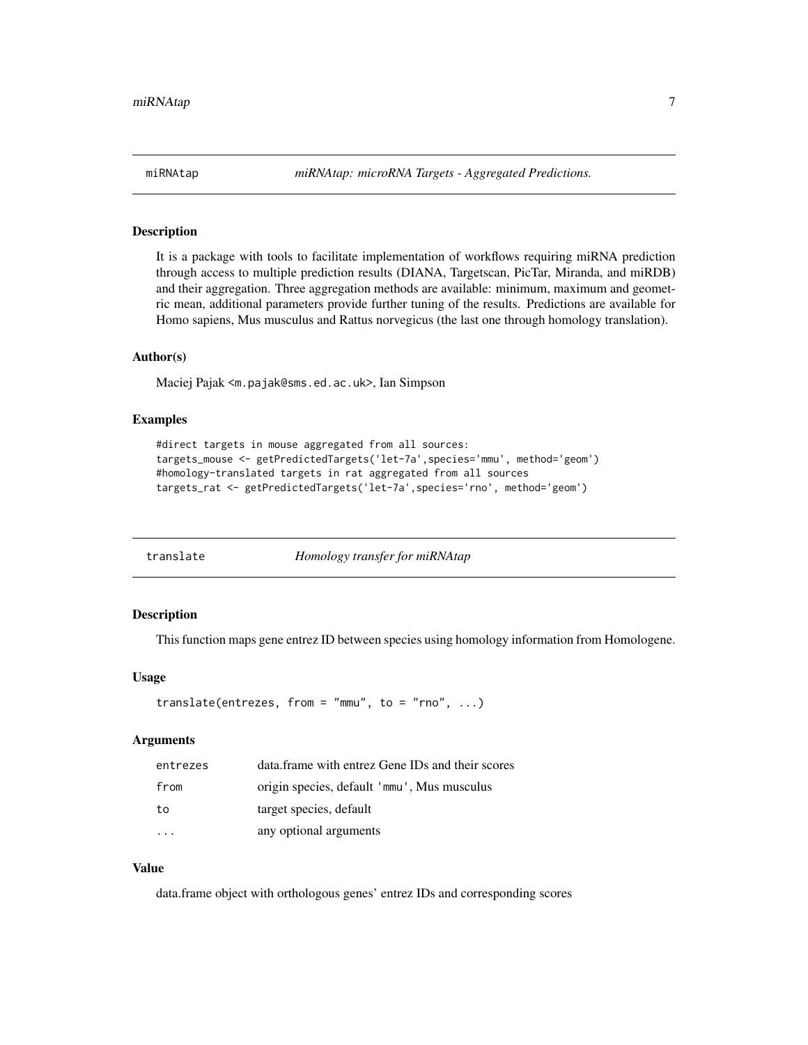## miRNAtap — *miRNAtap: microRNA Targets - Aggregated Predictions.*

### Description

It is a package with tools to facilitate implementation of workflows requiring miRNA prediction through access to multiple prediction results (DIANA, Targetscan, PicTar, Miranda, and miRDB) and their aggregation. Three aggregation methods are available: minimum, maximum and geometric mean, additional parameters provide further tuning of the results. Predictions are available for Homo sapiens, Mus musculus and Rattus norvegicus (the last one through homology translation).

### Author(s)

Maciej Pajak <m.pajak@sms.ed.ac.uk>, Ian Simpson

### Examples

```
#direct targets in mouse aggregated from all sources:
targets_mouse <- getPredictedTargets('let-7a',species='mmu', method='geom')
#homology-translated targets in rat aggregated from all sources
targets_rat <- getPredictedTargets('let-7a',species='rno', method='geom')
```

## translate — *Homology transfer for miRNAtap*

### Description

This function maps gene entrez ID between species using homology information from Homologene.

### Usage

```
translate(entrezes, from = "mmu", to = "rno", ...)
```

### Arguments

| | |
|---|---|
| entrezes | data.frame with entrez Gene IDs and their scores |
| from | origin species, default 'mmu', Mus musculus |
| to | target species, default |
| ... | any optional arguments |

### Value

data.frame object with orthologous genes' entrez IDs and corresponding scores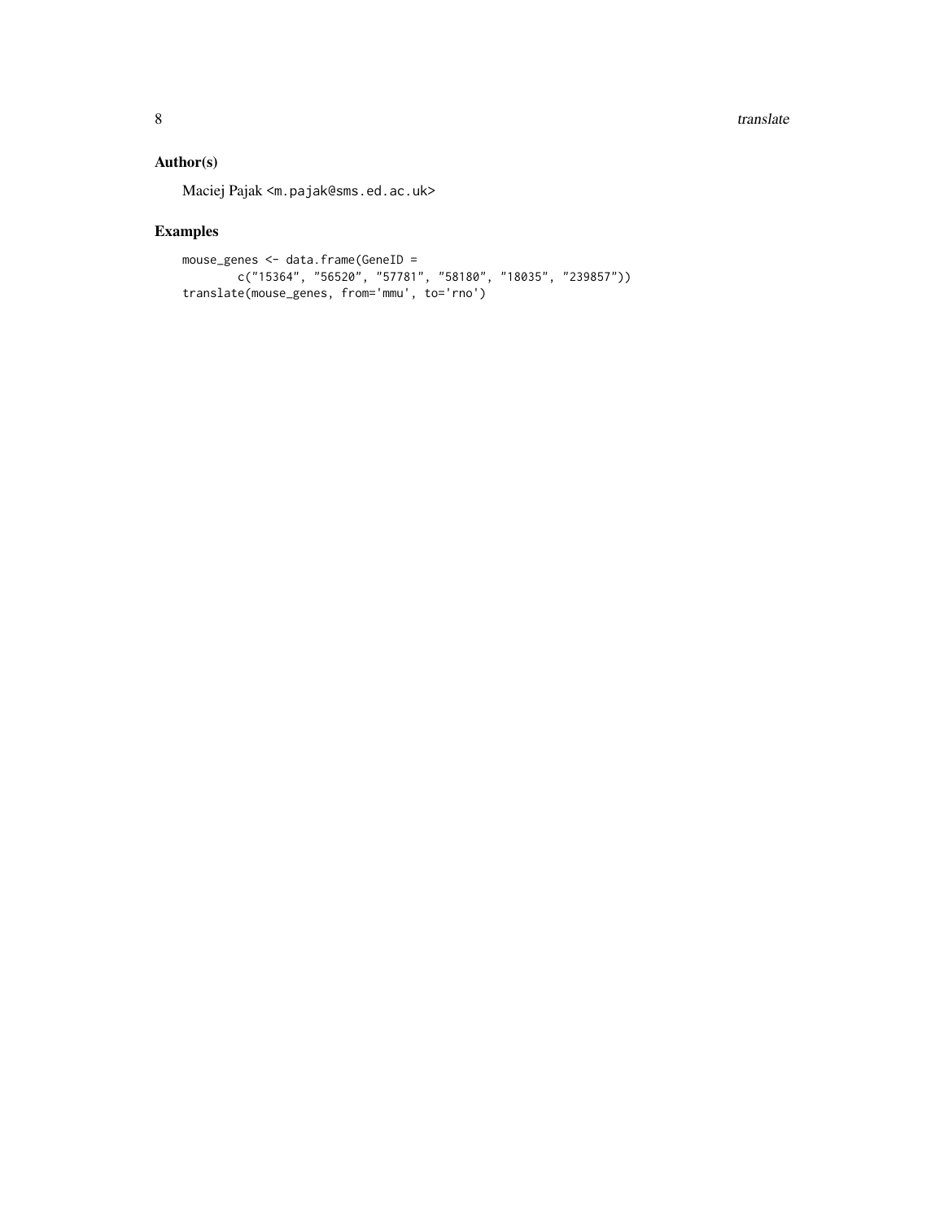## Author(s)

Maciej Pajak <m.pajak@sms.ed.ac.uk>

## Examples

```
mouse_genes <- data.frame(GeneID =
        c("15364", "56520", "57781", "58180", "18035", "239857"))
translate(mouse_genes, from='mmu', to='rno')
```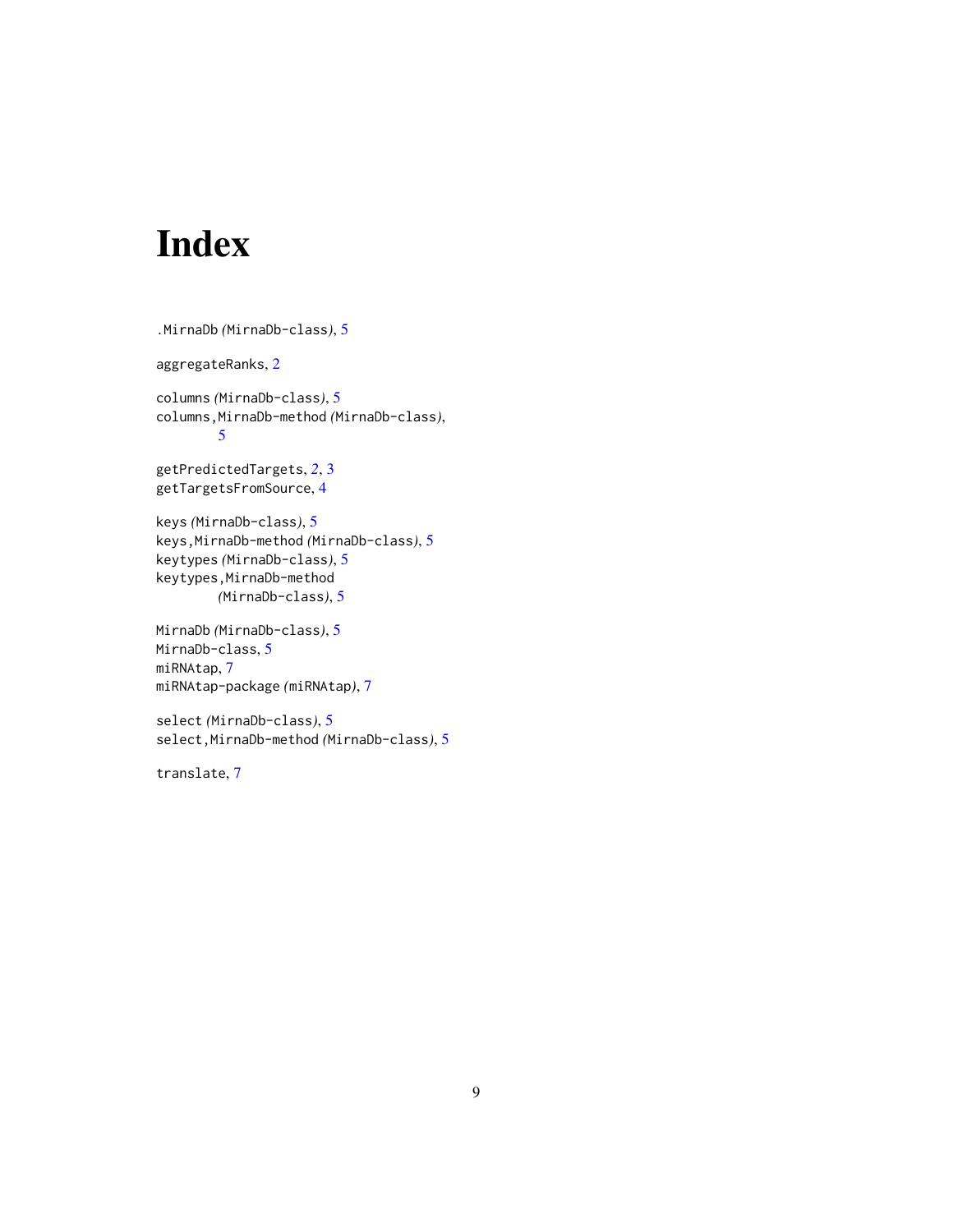# Index

.MirnaDb *(*MirnaDb-class*)*, 5

aggregateRanks, 2

columns *(*MirnaDb-class*)*, 5
columns,MirnaDb-method *(*MirnaDb-class*)*, 5

getPredictedTargets, *2*, 3
getTargetsFromSource, 4

keys *(*MirnaDb-class*)*, 5
keys,MirnaDb-method *(*MirnaDb-class*)*, 5
keytypes *(*MirnaDb-class*)*, 5
keytypes,MirnaDb-method *(*MirnaDb-class*)*, 5

MirnaDb *(*MirnaDb-class*)*, 5
MirnaDb-class, 5
miRNAtap, 7
miRNAtap-package *(*miRNAtap*)*, 7

select *(*MirnaDb-class*)*, 5
select,MirnaDb-method *(*MirnaDb-class*)*, 5

translate, 7